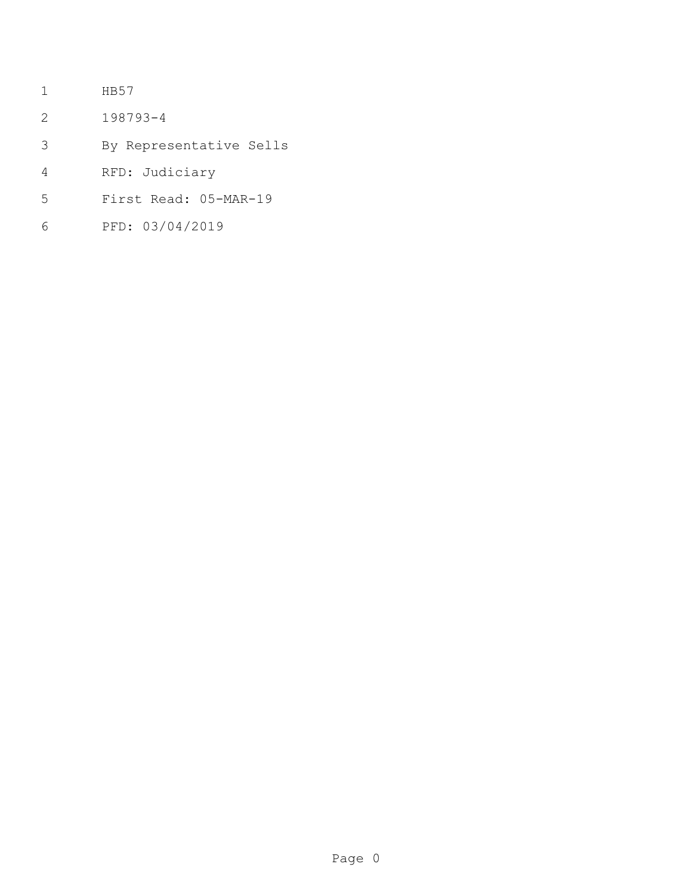HB57

198793-4

By Representative Sells

RFD: Judiciary

First Read: 05-MAR-19

PFD: 03/04/2019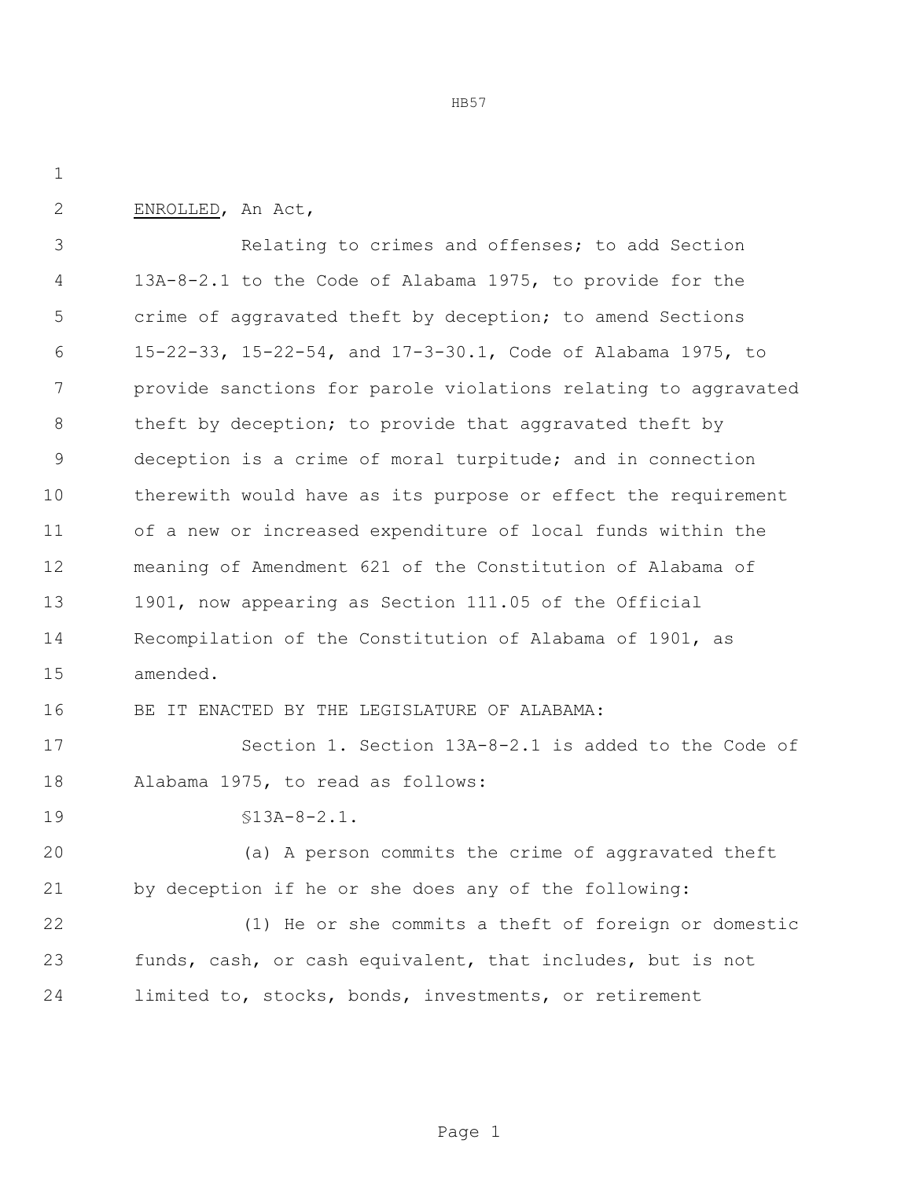ENROLLED, An Act,

Relating to crimes and offenses; to add Section 13A-8-2.1 to the Code of Alabama 1975, to provide for the crime of aggravated theft by deception; to amend Sections 15-22-33, 15-22-54, and 17-3-30.1, Code of Alabama 1975, to provide sanctions for parole violations relating to aggravated theft by deception; to provide that aggravated theft by deception is a crime of moral turpitude; and in connection therewith would have as its purpose or effect the requirement of a new or increased expenditure of local funds within the meaning of Amendment 621 of the Constitution of Alabama of 1901, now appearing as Section 111.05 of the Official Recompilation of the Constitution of Alabama of 1901, as amended.

BE IT ENACTED BY THE LEGISLATURE OF ALABAMA:

Section 1. Section 13A-8-2.1 is added to the Code of Alabama 1975, to read as follows:

§13A-8-2.1.

(a) A person commits the crime of aggravated theft by deception if he or she does any of the following:

(1) He or she commits a theft of foreign or domestic funds, cash, or cash equivalent, that includes, but is not limited to, stocks, bonds, investments, or retirement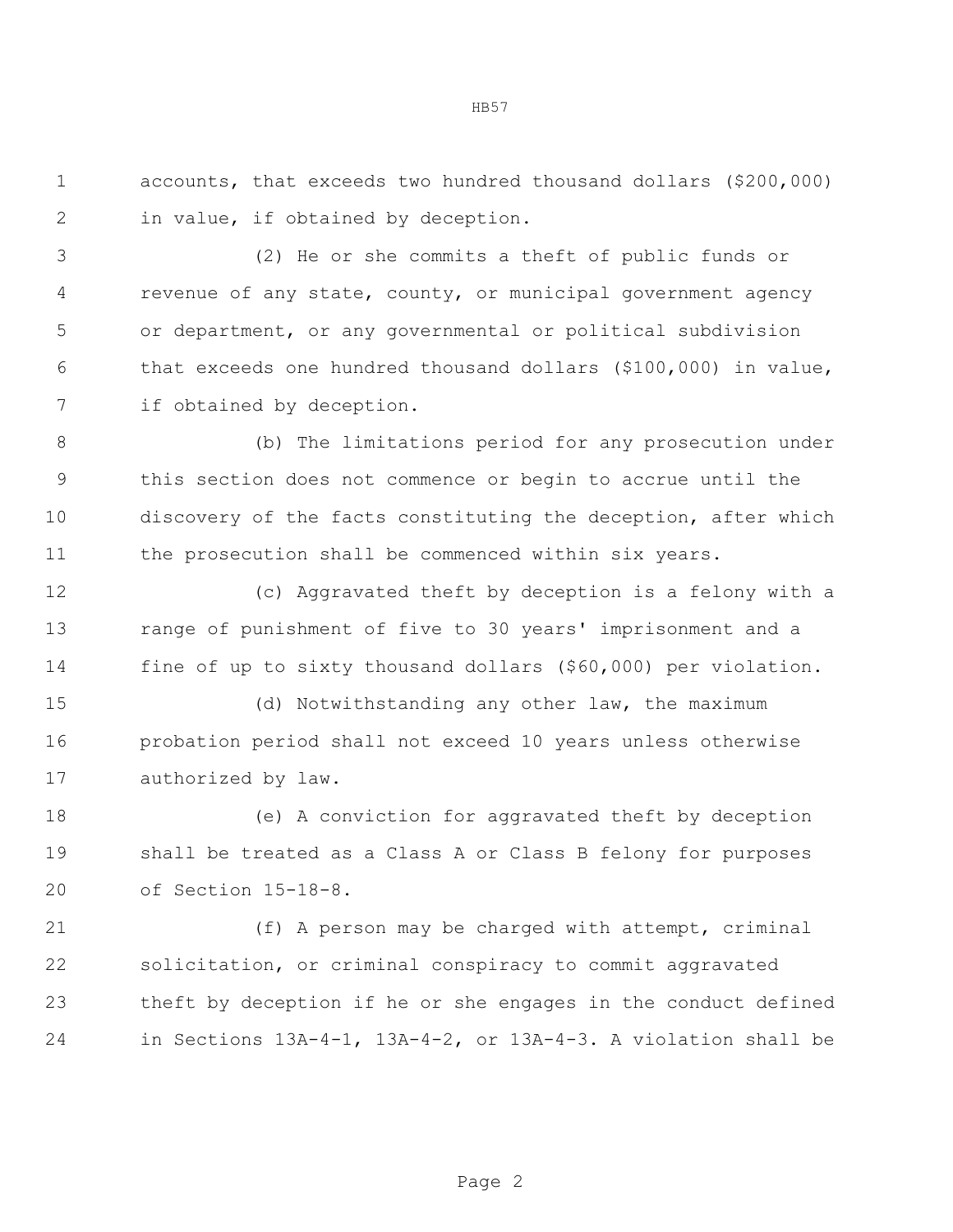accounts, that exceeds two hundred thousand dollars ($200,000) in value, if obtained by deception.

(2) He or she commits a theft of public funds or revenue of any state, county, or municipal government agency or department, or any governmental or political subdivision that exceeds one hundred thousand dollars ($100,000) in value, if obtained by deception.

(b) The limitations period for any prosecution under this section does not commence or begin to accrue until the discovery of the facts constituting the deception, after which the prosecution shall be commenced within six years.

(c) Aggravated theft by deception is a felony with a range of punishment of five to 30 years' imprisonment and a fine of up to sixty thousand dollars ($60,000) per violation.

(d) Notwithstanding any other law, the maximum probation period shall not exceed 10 years unless otherwise authorized by law.

(e) A conviction for aggravated theft by deception shall be treated as a Class A or Class B felony for purposes of Section 15-18-8.

(f) A person may be charged with attempt, criminal solicitation, or criminal conspiracy to commit aggravated theft by deception if he or she engages in the conduct defined in Sections 13A-4-1, 13A-4-2, or 13A-4-3. A violation shall be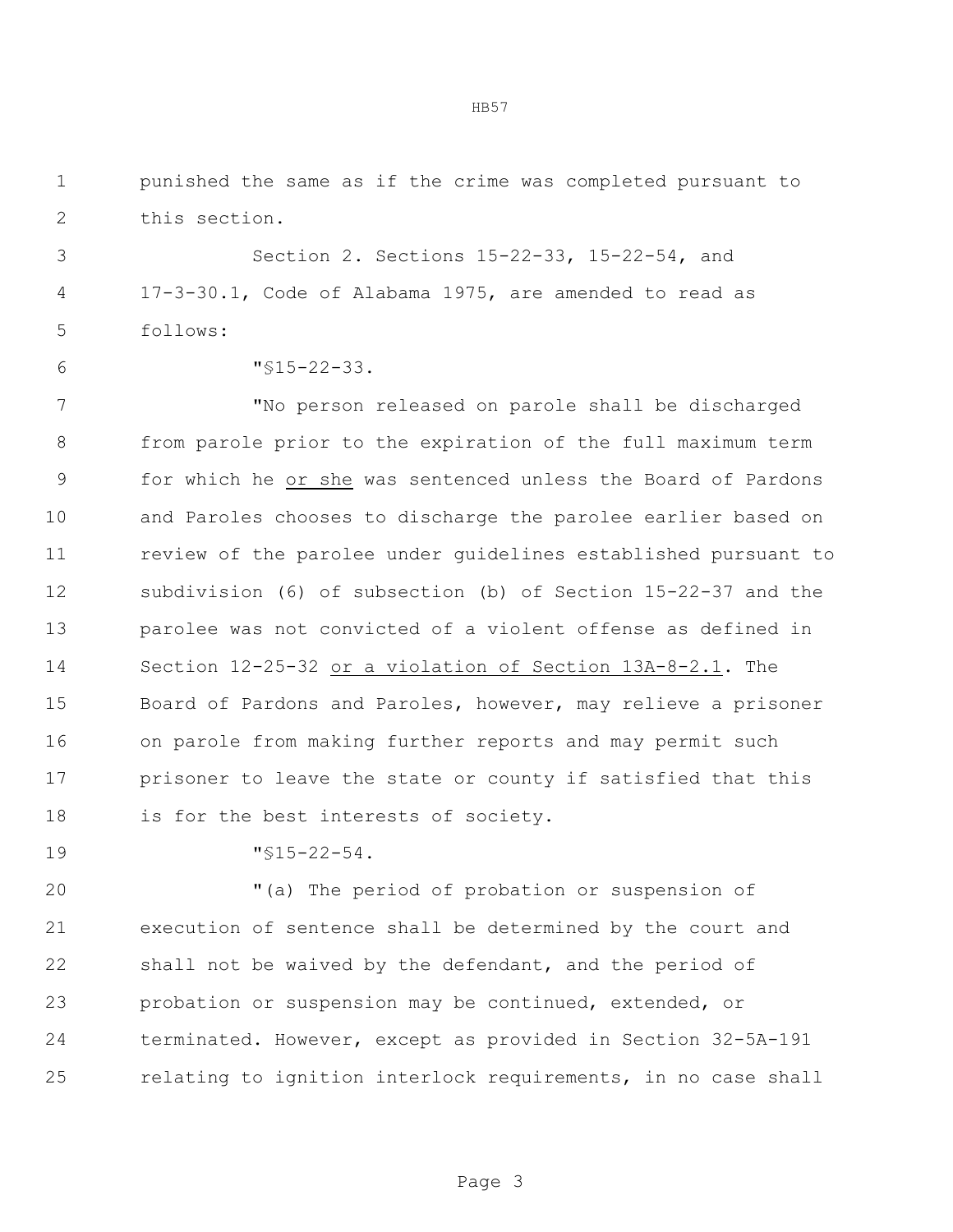punished the same as if the crime was completed pursuant to this section.

Section 2. Sections 15-22-33, 15-22-54, and 17-3-30.1, Code of Alabama 1975, are amended to read as follows:

"§15-22-33.

"No person released on parole shall be discharged from parole prior to the expiration of the full maximum term for which he <u>or she</u> was sentenced unless the Board of Pardons and Paroles chooses to discharge the parolee earlier based on review of the parolee under guidelines established pursuant to subdivision (6) of subsection (b) of Section 15-22-37 and the parolee was not convicted of a violent offense as defined in Section 12-25-32 <u>or a violation of Section 13A-8-2.1</u>. The Board of Pardons and Paroles, however, may relieve a prisoner on parole from making further reports and may permit such prisoner to leave the state or county if satisfied that this is for the best interests of society.

"§15-22-54.

"(a) The period of probation or suspension of execution of sentence shall be determined by the court and shall not be waived by the defendant, and the period of probation or suspension may be continued, extended, or terminated. However, except as provided in Section 32-5A-191 relating to ignition interlock requirements, in no case shall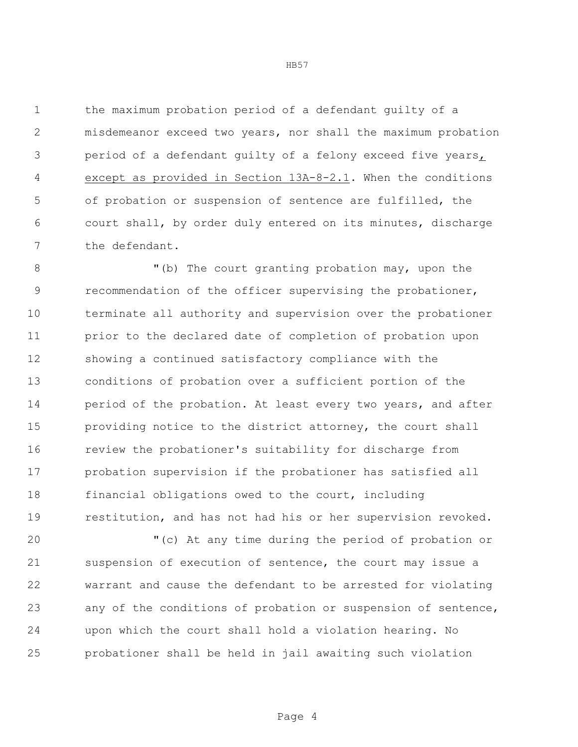the maximum probation period of a defendant guilty of a misdemeanor exceed two years, nor shall the maximum probation period of a defendant guilty of a felony exceed five years, except as provided in Section 13A-8-2.1. When the conditions of probation or suspension of sentence are fulfilled, the court shall, by order duly entered on its minutes, discharge the defendant.

"(b) The court granting probation may, upon the recommendation of the officer supervising the probationer, terminate all authority and supervision over the probationer prior to the declared date of completion of probation upon showing a continued satisfactory compliance with the conditions of probation over a sufficient portion of the period of the probation. At least every two years, and after providing notice to the district attorney, the court shall review the probationer's suitability for discharge from probation supervision if the probationer has satisfied all financial obligations owed to the court, including restitution, and has not had his or her supervision revoked.

"(c) At any time during the period of probation or suspension of execution of sentence, the court may issue a warrant and cause the defendant to be arrested for violating any of the conditions of probation or suspension of sentence, upon which the court shall hold a violation hearing. No probationer shall be held in jail awaiting such violation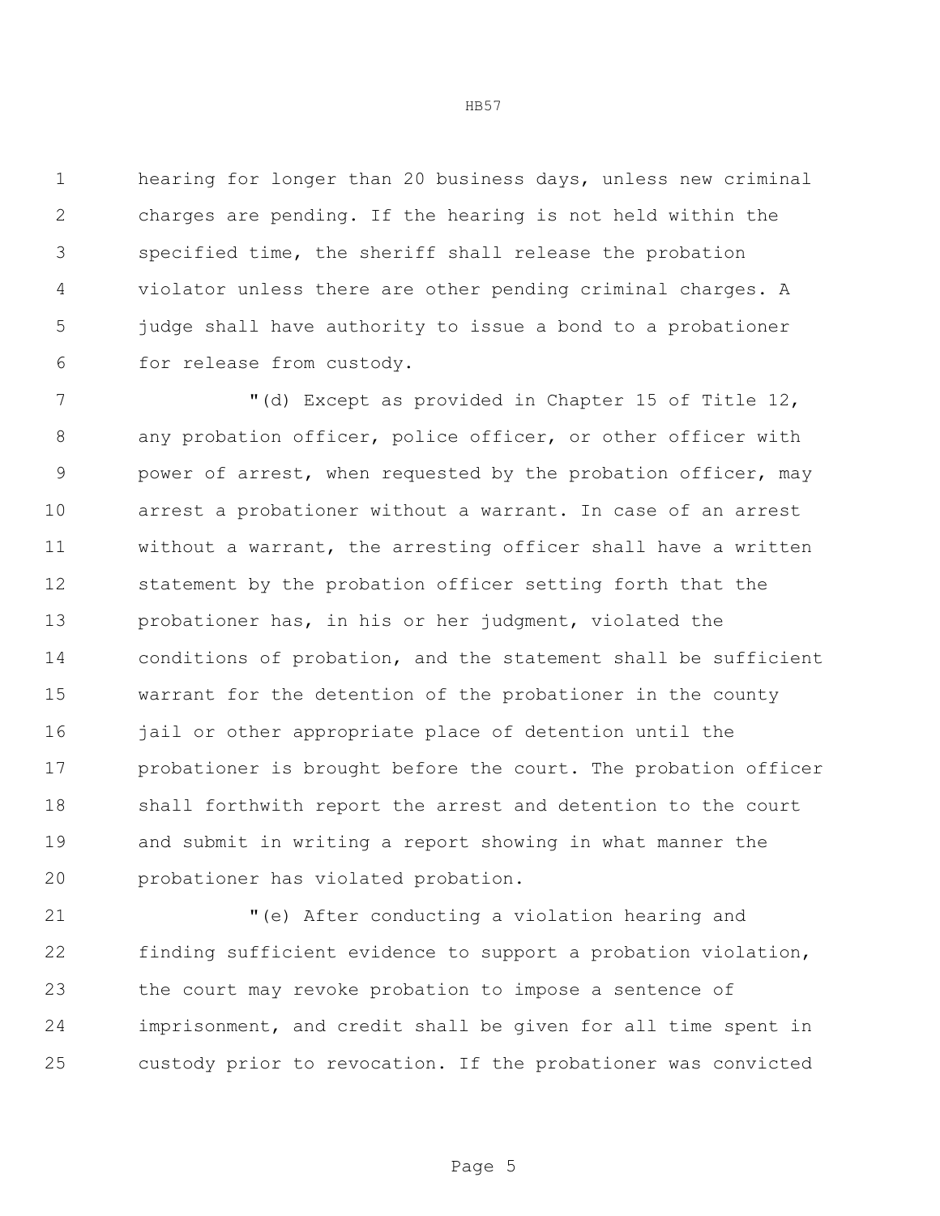hearing for longer than 20 business days, unless new criminal charges are pending. If the hearing is not held within the specified time, the sheriff shall release the probation violator unless there are other pending criminal charges. A judge shall have authority to issue a bond to a probationer for release from custody.

"(d) Except as provided in Chapter 15 of Title 12, any probation officer, police officer, or other officer with power of arrest, when requested by the probation officer, may arrest a probationer without a warrant. In case of an arrest without a warrant, the arresting officer shall have a written statement by the probation officer setting forth that the probationer has, in his or her judgment, violated the conditions of probation, and the statement shall be sufficient warrant for the detention of the probationer in the county jail or other appropriate place of detention until the probationer is brought before the court. The probation officer shall forthwith report the arrest and detention to the court and submit in writing a report showing in what manner the probationer has violated probation.

"(e) After conducting a violation hearing and finding sufficient evidence to support a probation violation, the court may revoke probation to impose a sentence of imprisonment, and credit shall be given for all time spent in custody prior to revocation. If the probationer was convicted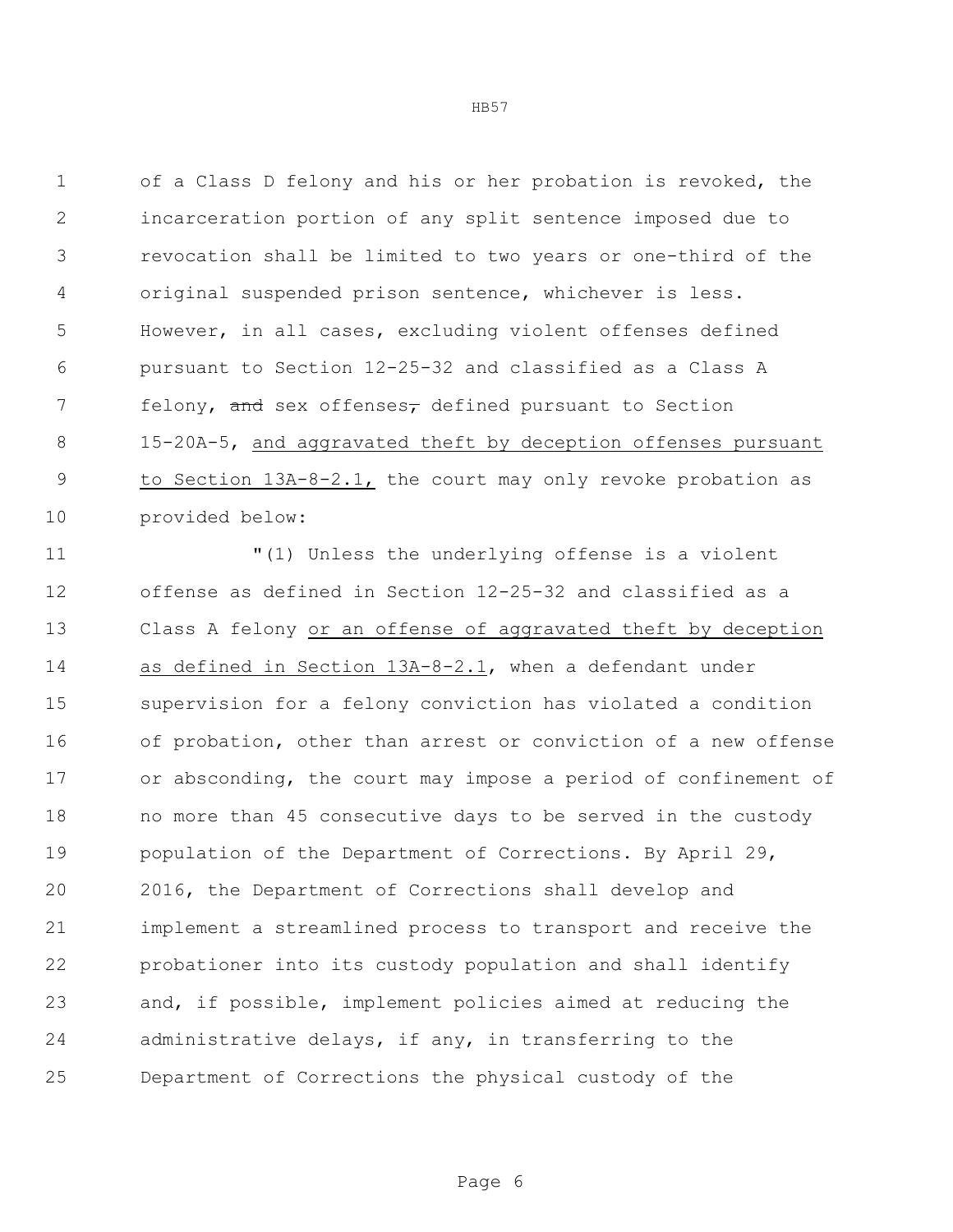of a Class D felony and his or her probation is revoked, the incarceration portion of any split sentence imposed due to revocation shall be limited to two years or one-third of the original suspended prison sentence, whichever is less. However, in all cases, excluding violent offenses defined pursuant to Section 12-25-32 and classified as a Class A felony, ~~and~~ sex offenses~~,~~ defined pursuant to Section 15-20A-5, <u>and aggravated theft by deception offenses pursuant to Section 13A-8-2.1,</u> the court may only revoke probation as provided below:

"(1) Unless the underlying offense is a violent offense as defined in Section 12-25-32 and classified as a Class A felony <u>or an offense of aggravated theft by deception as defined in Section 13A-8-2.1</u>, when a defendant under supervision for a felony conviction has violated a condition of probation, other than arrest or conviction of a new offense or absconding, the court may impose a period of confinement of no more than 45 consecutive days to be served in the custody population of the Department of Corrections. By April 29, 2016, the Department of Corrections shall develop and implement a streamlined process to transport and receive the probationer into its custody population and shall identify and, if possible, implement policies aimed at reducing the administrative delays, if any, in transferring to the Department of Corrections the physical custody of the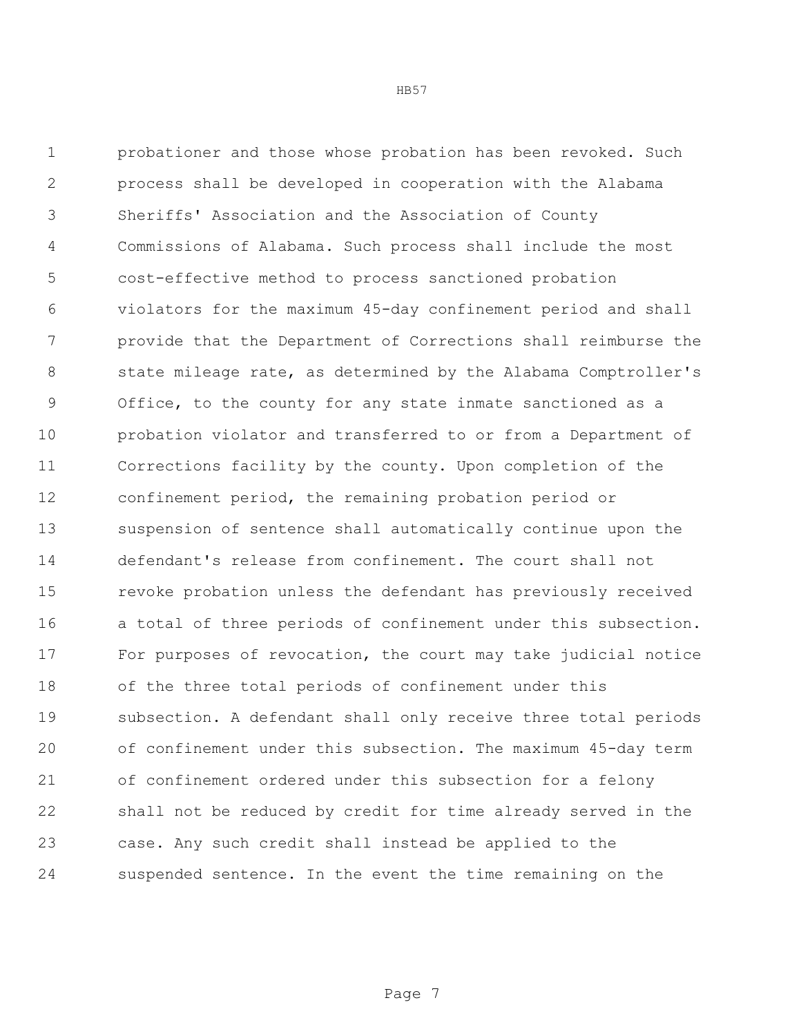probationer and those whose probation has been revoked. Such process shall be developed in cooperation with the Alabama Sheriffs' Association and the Association of County Commissions of Alabama. Such process shall include the most cost-effective method to process sanctioned probation violators for the maximum 45-day confinement period and shall provide that the Department of Corrections shall reimburse the state mileage rate, as determined by the Alabama Comptroller's Office, to the county for any state inmate sanctioned as a probation violator and transferred to or from a Department of Corrections facility by the county. Upon completion of the confinement period, the remaining probation period or suspension of sentence shall automatically continue upon the defendant's release from confinement. The court shall not revoke probation unless the defendant has previously received a total of three periods of confinement under this subsection. For purposes of revocation, the court may take judicial notice of the three total periods of confinement under this subsection. A defendant shall only receive three total periods of confinement under this subsection. The maximum 45-day term of confinement ordered under this subsection for a felony shall not be reduced by credit for time already served in the case. Any such credit shall instead be applied to the suspended sentence. In the event the time remaining on the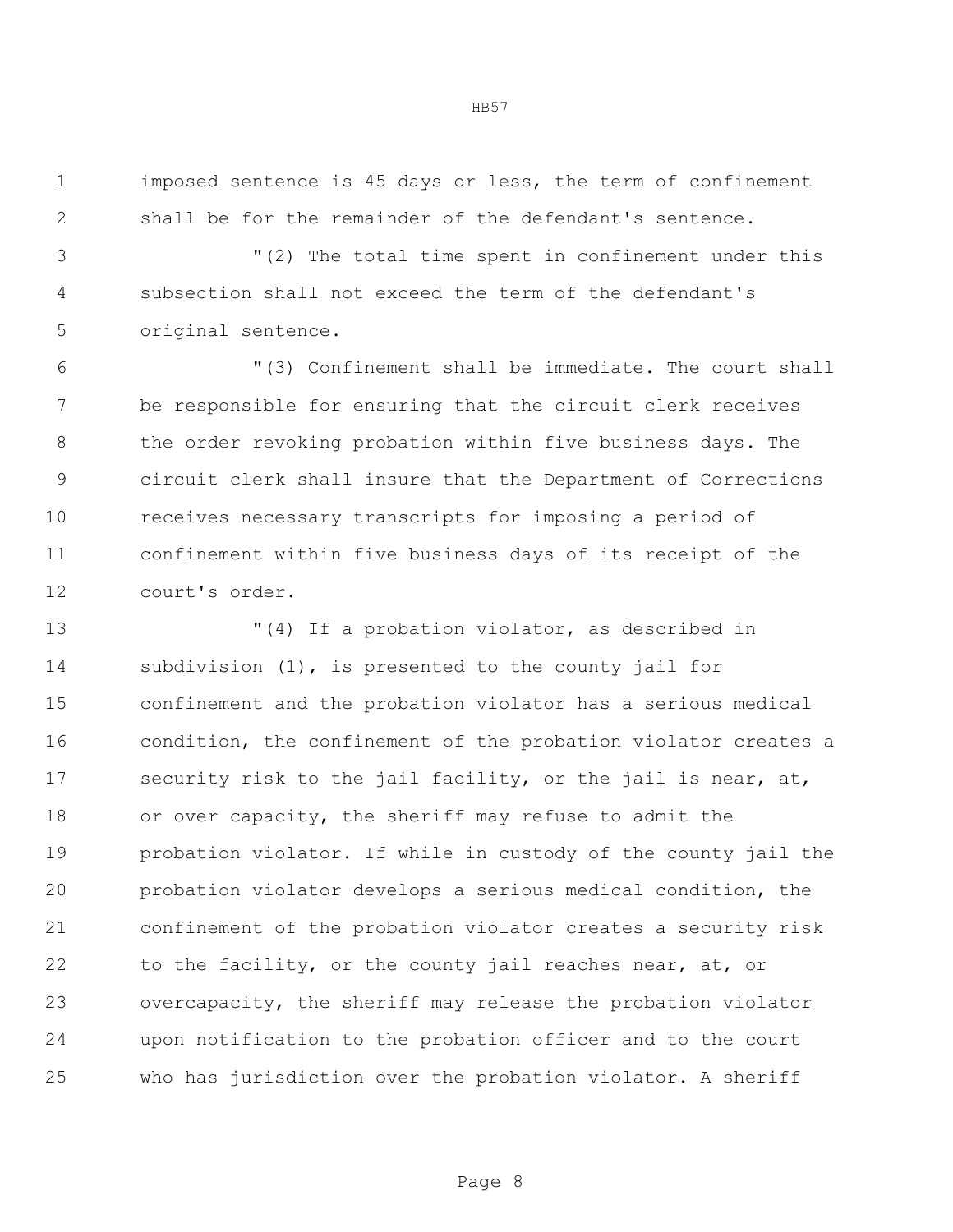imposed sentence is 45 days or less, the term of confinement shall be for the remainder of the defendant's sentence.

"(2) The total time spent in confinement under this subsection shall not exceed the term of the defendant's original sentence.

"(3) Confinement shall be immediate. The court shall be responsible for ensuring that the circuit clerk receives the order revoking probation within five business days. The circuit clerk shall insure that the Department of Corrections receives necessary transcripts for imposing a period of confinement within five business days of its receipt of the court's order.

"(4) If a probation violator, as described in subdivision (1), is presented to the county jail for confinement and the probation violator has a serious medical condition, the confinement of the probation violator creates a security risk to the jail facility, or the jail is near, at, or over capacity, the sheriff may refuse to admit the probation violator. If while in custody of the county jail the probation violator develops a serious medical condition, the confinement of the probation violator creates a security risk to the facility, or the county jail reaches near, at, or overcapacity, the sheriff may release the probation violator upon notification to the probation officer and to the court who has jurisdiction over the probation violator. A sheriff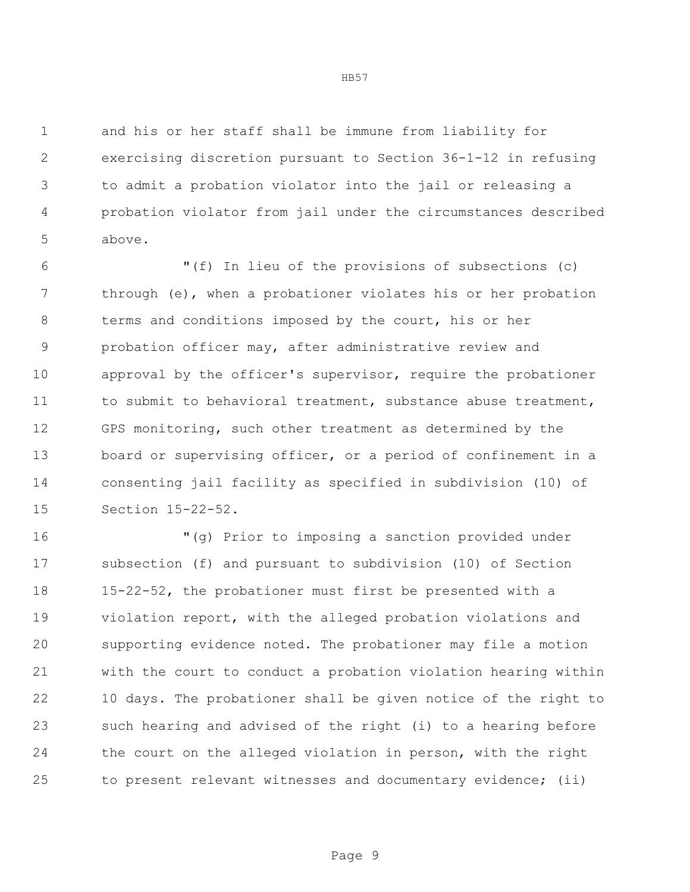and his or her staff shall be immune from liability for exercising discretion pursuant to Section 36-1-12 in refusing to admit a probation violator into the jail or releasing a probation violator from jail under the circumstances described above.

"(f) In lieu of the provisions of subsections (c) through (e), when a probationer violates his or her probation terms and conditions imposed by the court, his or her probation officer may, after administrative review and approval by the officer's supervisor, require the probationer to submit to behavioral treatment, substance abuse treatment, GPS monitoring, such other treatment as determined by the board or supervising officer, or a period of confinement in a consenting jail facility as specified in subdivision (10) of Section 15-22-52.

"(g) Prior to imposing a sanction provided under subsection (f) and pursuant to subdivision (10) of Section 15-22-52, the probationer must first be presented with a violation report, with the alleged probation violations and supporting evidence noted. The probationer may file a motion with the court to conduct a probation violation hearing within 10 days. The probationer shall be given notice of the right to such hearing and advised of the right (i) to a hearing before the court on the alleged violation in person, with the right to present relevant witnesses and documentary evidence; (ii)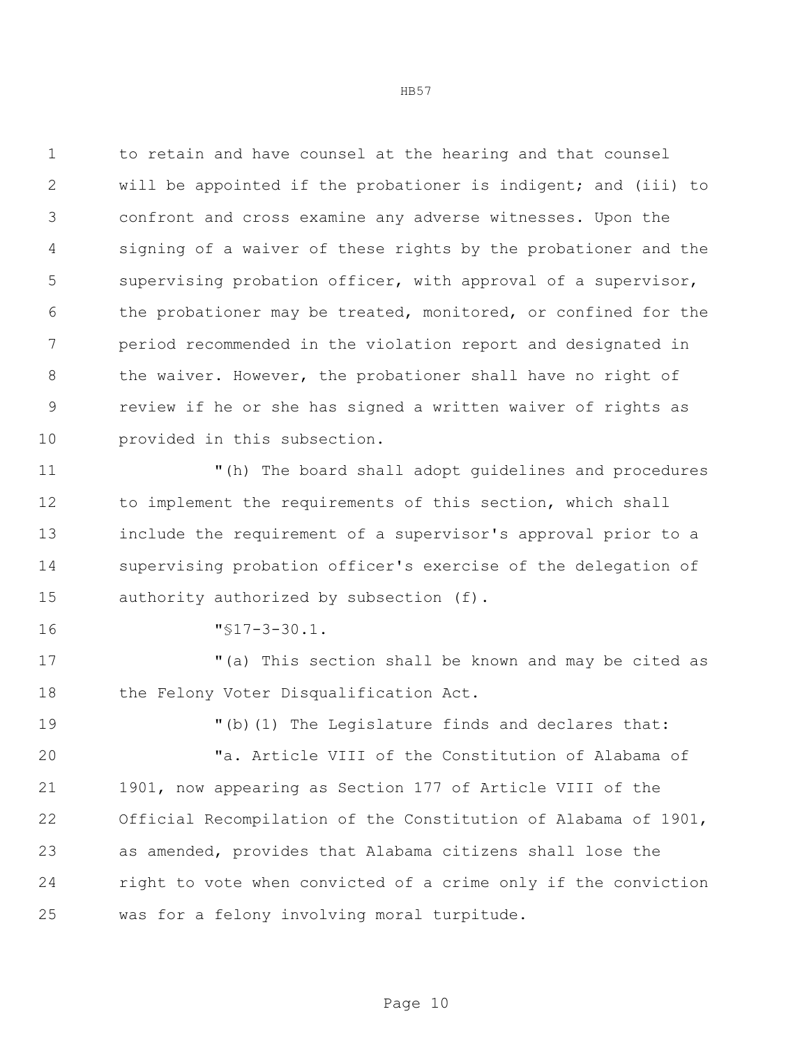to retain and have counsel at the hearing and that counsel will be appointed if the probationer is indigent; and (iii) to confront and cross examine any adverse witnesses. Upon the signing of a waiver of these rights by the probationer and the supervising probation officer, with approval of a supervisor, the probationer may be treated, monitored, or confined for the period recommended in the violation report and designated in the waiver. However, the probationer shall have no right of review if he or she has signed a written waiver of rights as provided in this subsection.

"(h) The board shall adopt guidelines and procedures to implement the requirements of this section, which shall include the requirement of a supervisor's approval prior to a supervising probation officer's exercise of the delegation of authority authorized by subsection (f).

"§17-3-30.1.

"(a) This section shall be known and may be cited as the Felony Voter Disqualification Act.

"(b)(1) The Legislature finds and declares that:

"a. Article VIII of the Constitution of Alabama of 1901, now appearing as Section 177 of Article VIII of the Official Recompilation of the Constitution of Alabama of 1901, as amended, provides that Alabama citizens shall lose the right to vote when convicted of a crime only if the conviction was for a felony involving moral turpitude.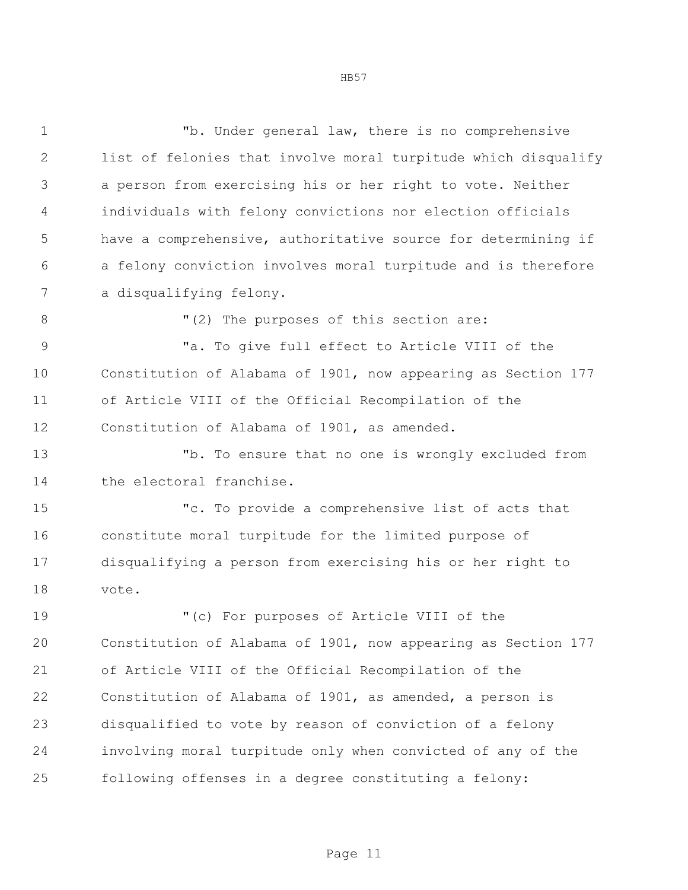"b. Under general law, there is no comprehensive list of felonies that involve moral turpitude which disqualify a person from exercising his or her right to vote. Neither individuals with felony convictions nor election officials have a comprehensive, authoritative source for determining if a felony conviction involves moral turpitude and is therefore a disqualifying felony.

"(2) The purposes of this section are:

"a. To give full effect to Article VIII of the Constitution of Alabama of 1901, now appearing as Section 177 of Article VIII of the Official Recompilation of the Constitution of Alabama of 1901, as amended.

"b. To ensure that no one is wrongly excluded from the electoral franchise.

"c. To provide a comprehensive list of acts that constitute moral turpitude for the limited purpose of disqualifying a person from exercising his or her right to vote.

"(c) For purposes of Article VIII of the Constitution of Alabama of 1901, now appearing as Section 177 of Article VIII of the Official Recompilation of the Constitution of Alabama of 1901, as amended, a person is disqualified to vote by reason of conviction of a felony involving moral turpitude only when convicted of any of the following offenses in a degree constituting a felony: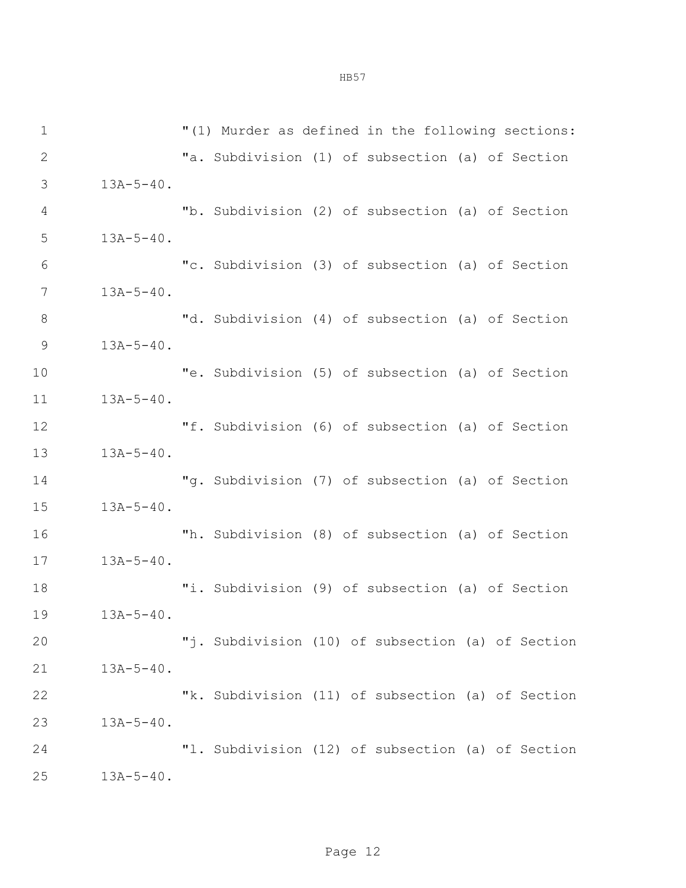"(1) Murder as defined in the following sections:

"a. Subdivision (1) of subsection (a) of Section 13A-5-40.

"b. Subdivision (2) of subsection (a) of Section 13A-5-40.

"c. Subdivision (3) of subsection (a) of Section 13A-5-40.

"d. Subdivision (4) of subsection (a) of Section 13A-5-40.

"e. Subdivision (5) of subsection (a) of Section 13A-5-40.

"f. Subdivision (6) of subsection (a) of Section 13A-5-40.

"g. Subdivision (7) of subsection (a) of Section 13A-5-40.

"h. Subdivision (8) of subsection (a) of Section 13A-5-40.

"i. Subdivision (9) of subsection (a) of Section 13A-5-40.

"j. Subdivision (10) of subsection (a) of Section 13A-5-40.

"k. Subdivision (11) of subsection (a) of Section 13A-5-40.

"l. Subdivision (12) of subsection (a) of Section 13A-5-40.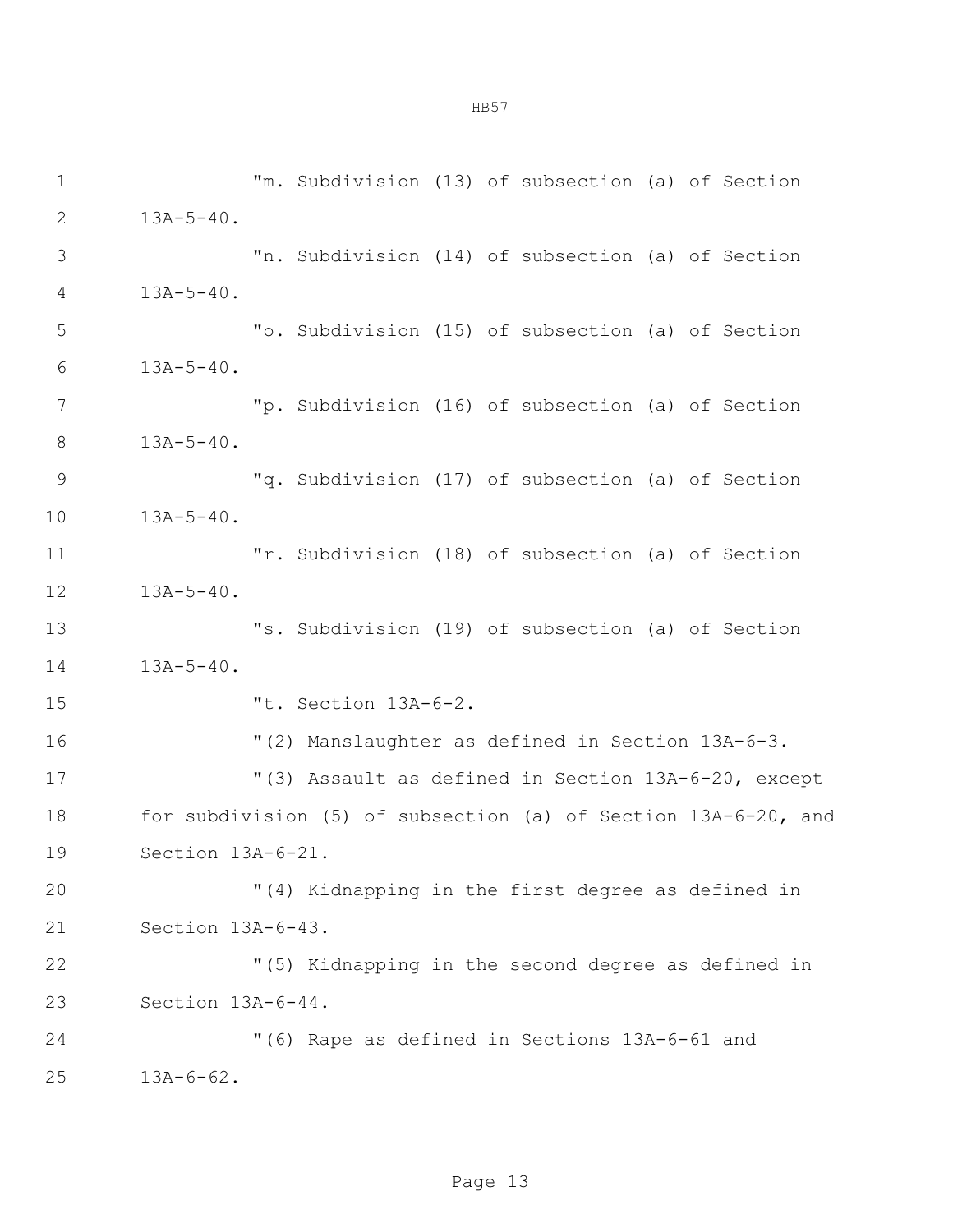"m. Subdivision (13) of subsection (a) of Section 13A-5-40.

"n. Subdivision (14) of subsection (a) of Section 13A-5-40.

"o. Subdivision (15) of subsection (a) of Section 13A-5-40.

"p. Subdivision (16) of subsection (a) of Section 13A-5-40.

"q. Subdivision (17) of subsection (a) of Section 13A-5-40.

"r. Subdivision (18) of subsection (a) of Section 13A-5-40.

"s. Subdivision (19) of subsection (a) of Section 13A-5-40.

"t. Section 13A-6-2.

"(2) Manslaughter as defined in Section 13A-6-3.

"(3) Assault as defined in Section 13A-6-20, except for subdivision (5) of subsection (a) of Section 13A-6-20, and Section 13A-6-21.

"(4) Kidnapping in the first degree as defined in Section 13A-6-43.

"(5) Kidnapping in the second degree as defined in Section 13A-6-44.

"(6) Rape as defined in Sections 13A-6-61 and 13A-6-62.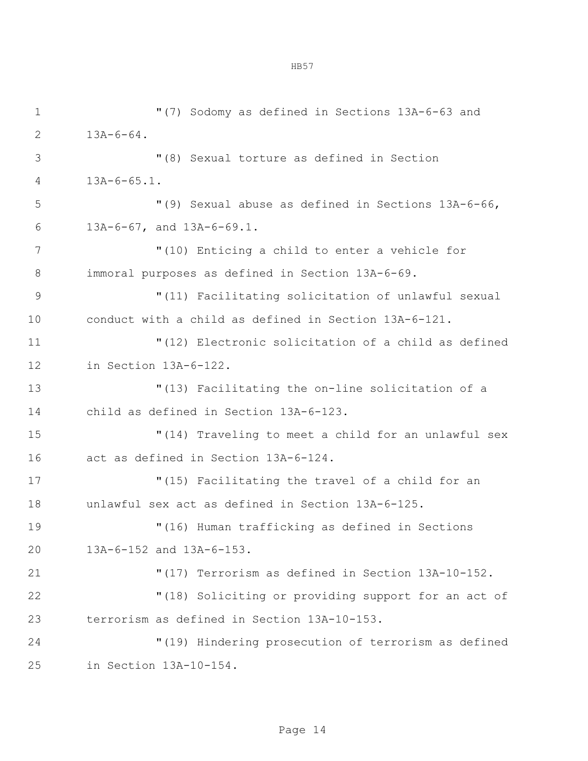"(7) Sodomy as defined in Sections 13A-6-63 and 13A-6-64.

"(8) Sexual torture as defined in Section 13A-6-65.1.

"(9) Sexual abuse as defined in Sections 13A-6-66, 13A-6-67, and 13A-6-69.1.

"(10) Enticing a child to enter a vehicle for immoral purposes as defined in Section 13A-6-69.

"(11) Facilitating solicitation of unlawful sexual conduct with a child as defined in Section 13A-6-121.

"(12) Electronic solicitation of a child as defined in Section 13A-6-122.

"(13) Facilitating the on-line solicitation of a child as defined in Section 13A-6-123.

"(14) Traveling to meet a child for an unlawful sex act as defined in Section 13A-6-124.

"(15) Facilitating the travel of a child for an unlawful sex act as defined in Section 13A-6-125.

"(16) Human trafficking as defined in Sections 13A-6-152 and 13A-6-153.

"(17) Terrorism as defined in Section 13A-10-152.

"(18) Soliciting or providing support for an act of terrorism as defined in Section 13A-10-153.

"(19) Hindering prosecution of terrorism as defined in Section 13A-10-154.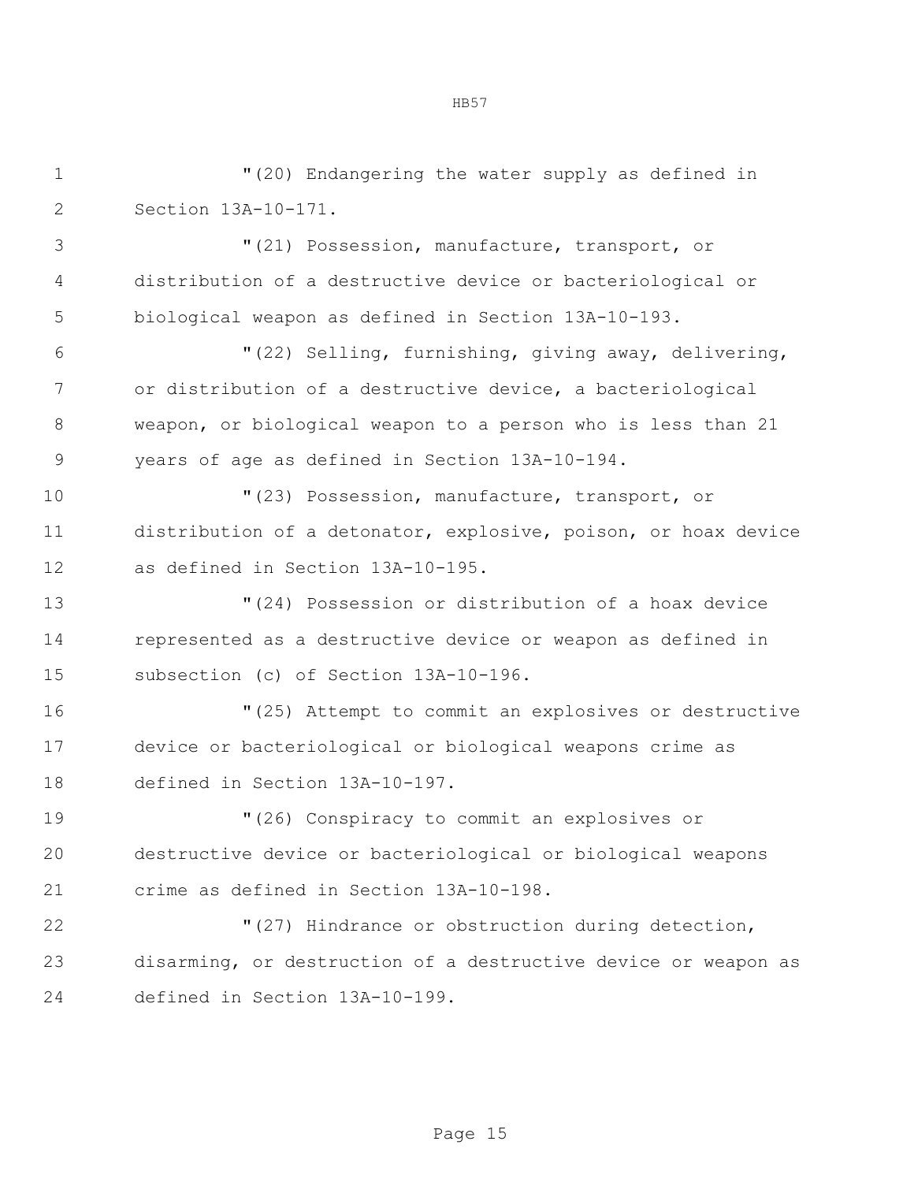"(20) Endangering the water supply as defined in Section 13A-10-171.

"(21) Possession, manufacture, transport, or distribution of a destructive device or bacteriological or biological weapon as defined in Section 13A-10-193.

"(22) Selling, furnishing, giving away, delivering, or distribution of a destructive device, a bacteriological weapon, or biological weapon to a person who is less than 21 years of age as defined in Section 13A-10-194.

"(23) Possession, manufacture, transport, or distribution of a detonator, explosive, poison, or hoax device as defined in Section 13A-10-195.

"(24) Possession or distribution of a hoax device represented as a destructive device or weapon as defined in subsection (c) of Section 13A-10-196.

"(25) Attempt to commit an explosives or destructive device or bacteriological or biological weapons crime as defined in Section 13A-10-197.

"(26) Conspiracy to commit an explosives or destructive device or bacteriological or biological weapons crime as defined in Section 13A-10-198.

"(27) Hindrance or obstruction during detection, disarming, or destruction of a destructive device or weapon as defined in Section 13A-10-199.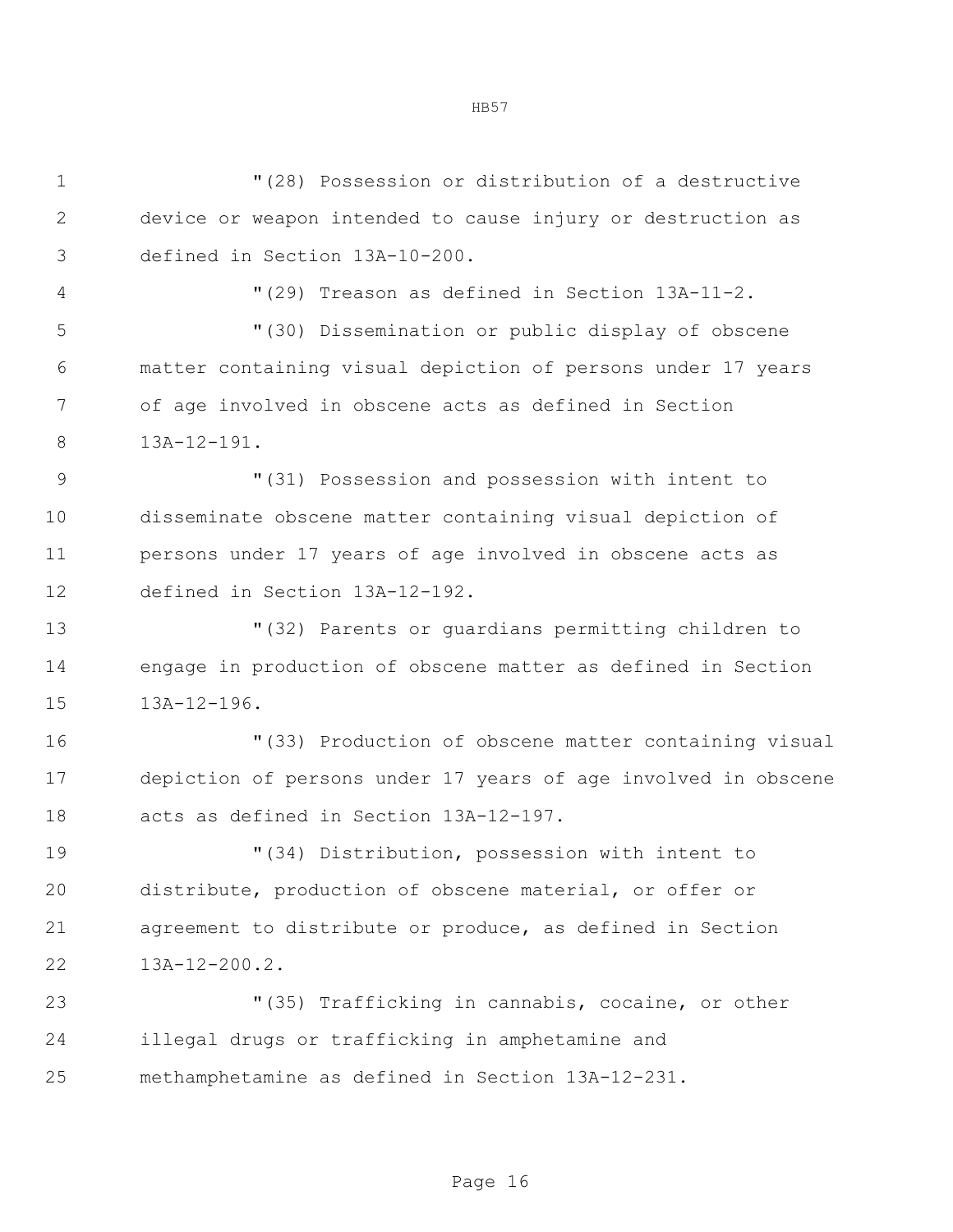"(28) Possession or distribution of a destructive device or weapon intended to cause injury or destruction as defined in Section 13A-10-200.

"(29) Treason as defined in Section 13A-11-2.

"(30) Dissemination or public display of obscene matter containing visual depiction of persons under 17 years of age involved in obscene acts as defined in Section 13A-12-191.

"(31) Possession and possession with intent to disseminate obscene matter containing visual depiction of persons under 17 years of age involved in obscene acts as defined in Section 13A-12-192.

"(32) Parents or guardians permitting children to engage in production of obscene matter as defined in Section 13A-12-196.

"(33) Production of obscene matter containing visual depiction of persons under 17 years of age involved in obscene acts as defined in Section 13A-12-197.

"(34) Distribution, possession with intent to distribute, production of obscene material, or offer or agreement to distribute or produce, as defined in Section 13A-12-200.2.

"(35) Trafficking in cannabis, cocaine, or other illegal drugs or trafficking in amphetamine and methamphetamine as defined in Section 13A-12-231.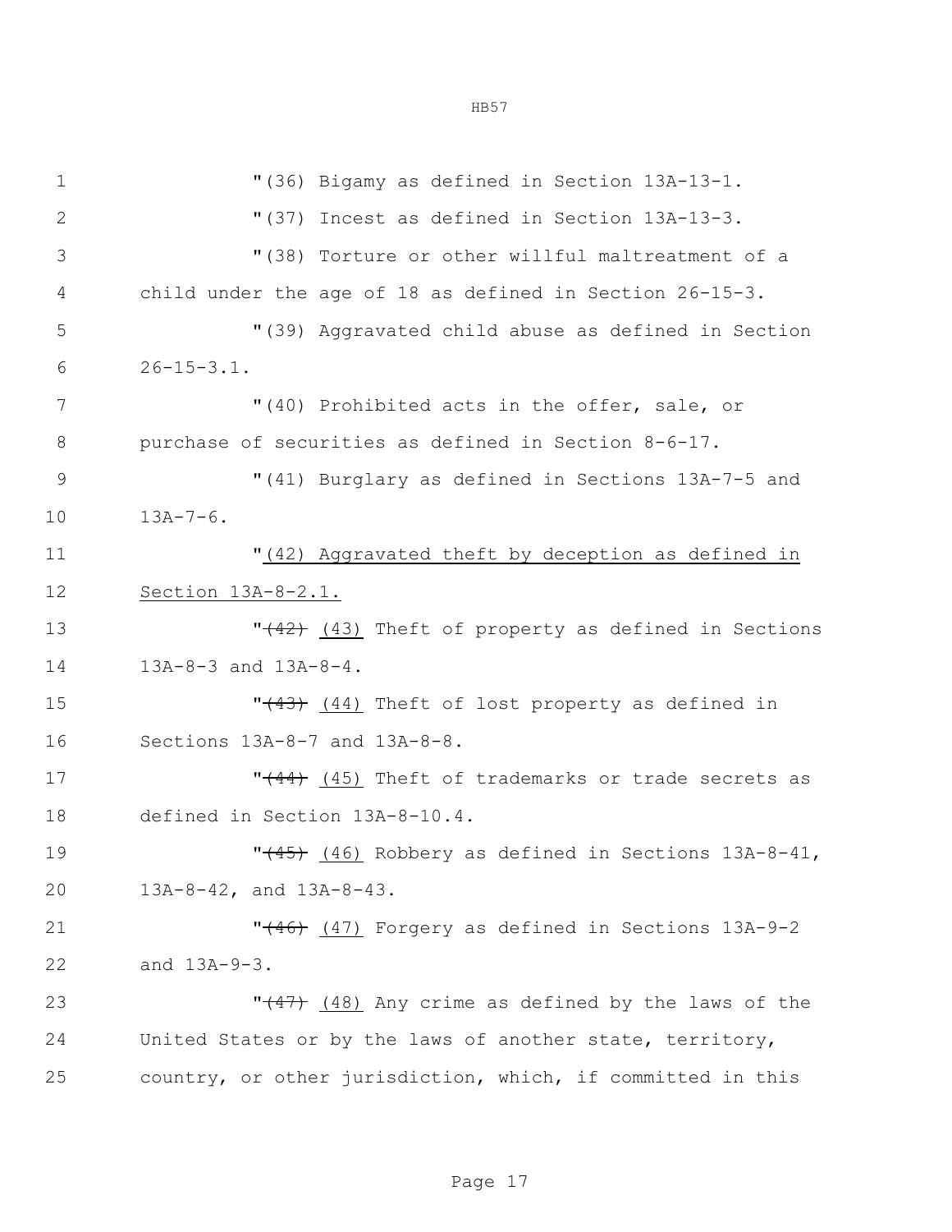"(36) Bigamy as defined in Section 13A-13-1.

"(37) Incest as defined in Section 13A-13-3.

"(38) Torture or other willful maltreatment of a child under the age of 18 as defined in Section 26-15-3.

"(39) Aggravated child abuse as defined in Section 26-15-3.1.

"(40) Prohibited acts in the offer, sale, or purchase of securities as defined in Section 8-6-17.

"(41) Burglary as defined in Sections 13A-7-5 and 13A-7-6.

"<u>(42) Aggravated theft by deception as defined in Section 13A-8-2.1.</u>

"~~(42)~~ <u>(43)</u> Theft of property as defined in Sections 13A-8-3 and 13A-8-4.

"~~(43)~~ <u>(44)</u> Theft of lost property as defined in Sections 13A-8-7 and 13A-8-8.

"~~(44)~~ <u>(45)</u> Theft of trademarks or trade secrets as defined in Section 13A-8-10.4.

"~~(45)~~ <u>(46)</u> Robbery as defined in Sections 13A-8-41, 13A-8-42, and 13A-8-43.

"~~(46)~~ <u>(47)</u> Forgery as defined in Sections 13A-9-2 and 13A-9-3.

"~~(47)~~ <u>(48)</u> Any crime as defined by the laws of the United States or by the laws of another state, territory, country, or other jurisdiction, which, if committed in this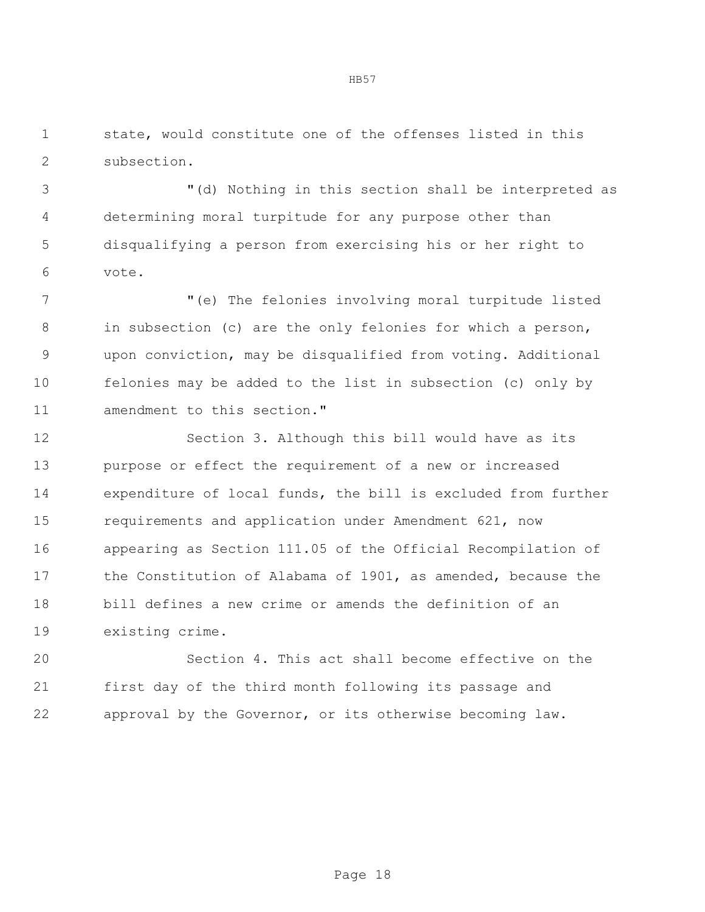state, would constitute one of the offenses listed in this subsection.

"(d) Nothing in this section shall be interpreted as determining moral turpitude for any purpose other than disqualifying a person from exercising his or her right to vote.

"(e) The felonies involving moral turpitude listed in subsection (c) are the only felonies for which a person, upon conviction, may be disqualified from voting. Additional felonies may be added to the list in subsection (c) only by amendment to this section."

Section 3. Although this bill would have as its purpose or effect the requirement of a new or increased expenditure of local funds, the bill is excluded from further requirements and application under Amendment 621, now appearing as Section 111.05 of the Official Recompilation of the Constitution of Alabama of 1901, as amended, because the bill defines a new crime or amends the definition of an existing crime.

Section 4. This act shall become effective on the first day of the third month following its passage and approval by the Governor, or its otherwise becoming law.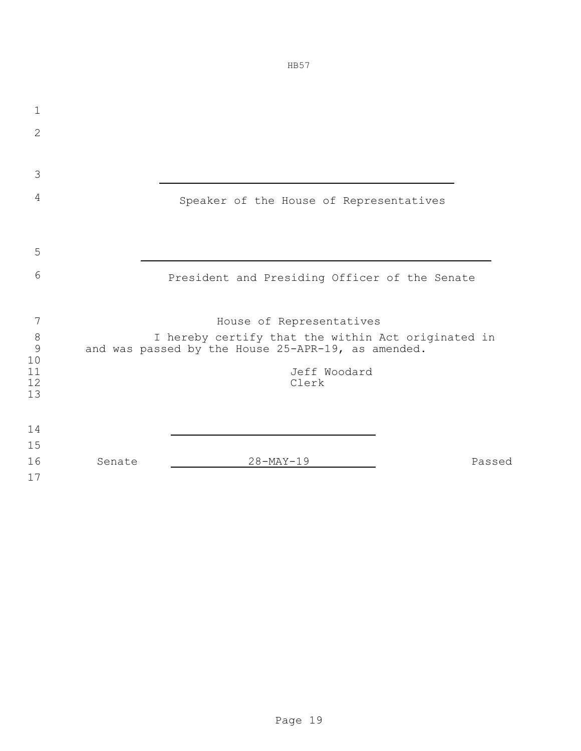Speaker of the House of Representatives

President and Presiding Officer of the Senate

House of Representatives

I hereby certify that the within Act originated in and was passed by the House 25-APR-19, as amended.

Jeff Woodard
Clerk

Senate 28-MAY-19 Passed